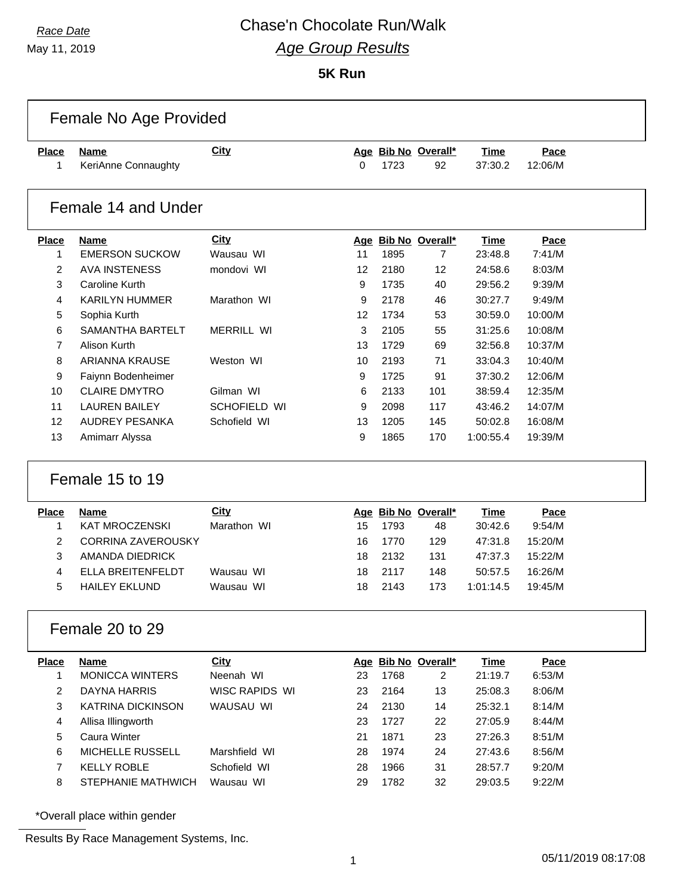*Race Date*
May 11, 2019

# Chase'n Chocolate Run/Walk

## *Age Group Results*

### 5K Run

## Female No Age Provided

| Place | Name | City | Age | Bib No | Overall* | Time | Pace |
|---|---|---|---|---|---|---|---|
| 1 | KeriAnne Connaughty | | 0 | 1723 | 92 | 37:30.2 | 12:06/M |

## Female 14 and Under

| Place | Name | City | Age | Bib No | Overall* | Time | Pace |
|---|---|---|---|---|---|---|---|
| 1 | EMERSON SUCKOW | Wausau WI | 11 | 1895 | 7 | 23:48.8 | 7:41/M |
| 2 | AVA INSTENESS | mondovi WI | 12 | 2180 | 12 | 24:58.6 | 8:03/M |
| 3 | Caroline Kurth | | 9 | 1735 | 40 | 29:56.2 | 9:39/M |
| 4 | KARILYN HUMMER | Marathon WI | 9 | 2178 | 46 | 30:27.7 | 9:49/M |
| 5 | Sophia Kurth | | 12 | 1734 | 53 | 30:59.0 | 10:00/M |
| 6 | SAMANTHA BARTELT | MERRILL WI | 3 | 2105 | 55 | 31:25.6 | 10:08/M |
| 7 | Alison Kurth | | 13 | 1729 | 69 | 32:56.8 | 10:37/M |
| 8 | ARIANNA KRAUSE | Weston WI | 10 | 2193 | 71 | 33:04.3 | 10:40/M |
| 9 | Faiynn Bodenheimer | | 9 | 1725 | 91 | 37:30.2 | 12:06/M |
| 10 | CLAIRE DMYTRO | Gilman WI | 6 | 2133 | 101 | 38:59.4 | 12:35/M |
| 11 | LAUREN BAILEY | SCHOFIELD WI | 9 | 2098 | 117 | 43:46.2 | 14:07/M |
| 12 | AUDREY PESANKA | Schofield WI | 13 | 1205 | 145 | 50:02.8 | 16:08/M |
| 13 | Amimarr Alyssa | | 9 | 1865 | 170 | 1:00:55.4 | 19:39/M |

## Female 15 to 19

| Place | Name | City | Age | Bib No | Overall* | Time | Pace |
|---|---|---|---|---|---|---|---|
| 1 | KAT MROCZENSKI | Marathon WI | 15 | 1793 | 48 | 30:42.6 | 9:54/M |
| 2 | CORRINA ZAVEROUSKY | | 16 | 1770 | 129 | 47:31.8 | 15:20/M |
| 3 | AMANDA DIEDRICK | | 18 | 2132 | 131 | 47:37.3 | 15:22/M |
| 4 | ELLA BREITENFELDT | Wausau WI | 18 | 2117 | 148 | 50:57.5 | 16:26/M |
| 5 | HAILEY EKLUND | Wausau WI | 18 | 2143 | 173 | 1:01:14.5 | 19:45/M |

## Female 20 to 29

| Place | Name | City | Age | Bib No | Overall* | Time | Pace |
|---|---|---|---|---|---|---|---|
| 1 | MONICCA WINTERS | Neenah WI | 23 | 1768 | 2 | 21:19.7 | 6:53/M |
| 2 | DAYNA HARRIS | WISC RAPIDS WI | 23 | 2164 | 13 | 25:08.3 | 8:06/M |
| 3 | KATRINA DICKINSON | WAUSAU WI | 24 | 2130 | 14 | 25:32.1 | 8:14/M |
| 4 | Allisa Illingworth | | 23 | 1727 | 22 | 27:05.9 | 8:44/M |
| 5 | Caura Winter | | 21 | 1871 | 23 | 27:26.3 | 8:51/M |
| 6 | MICHELLE RUSSELL | Marshfield WI | 28 | 1974 | 24 | 27:43.6 | 8:56/M |
| 7 | KELLY ROBLE | Schofield WI | 28 | 1966 | 31 | 28:57.7 | 9:20/M |
| 8 | STEPHANIE MATHWICH | Wausau WI | 29 | 1782 | 32 | 29:03.5 | 9:22/M |

*Overall place within gender

Results By Race Management Systems, Inc.

05/11/2019 08:17:08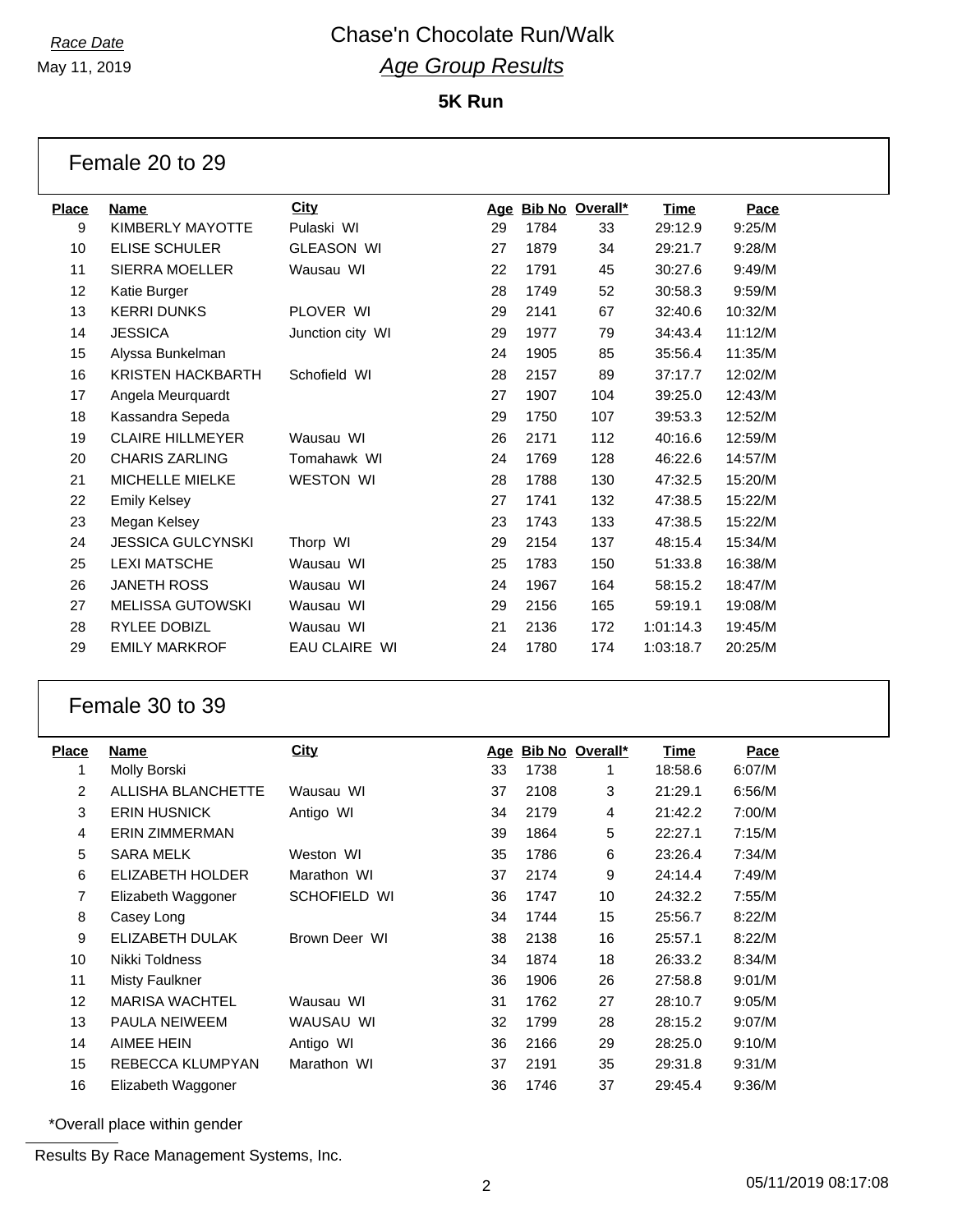*Race Date*

May 11, 2019

# Chase'n Chocolate Run/Walk

## *Age Group Results*

### 5K Run

## Female 20 to 29

| Place | Name | City | Age | Bib No | Overall* | Time | Pace |
|---|---|---|---|---|---|---|---|
| 9 | KIMBERLY MAYOTTE | Pulaski WI | 29 | 1784 | 33 | 29:12.9 | 9:25/M |
| 10 | ELISE SCHULER | GLEASON WI | 27 | 1879 | 34 | 29:21.7 | 9:28/M |
| 11 | SIERRA MOELLER | Wausau WI | 22 | 1791 | 45 | 30:27.6 | 9:49/M |
| 12 | Katie Burger | | 28 | 1749 | 52 | 30:58.3 | 9:59/M |
| 13 | KERRI DUNKS | PLOVER WI | 29 | 2141 | 67 | 32:40.6 | 10:32/M |
| 14 | JESSICA | Junction city WI | 29 | 1977 | 79 | 34:43.4 | 11:12/M |
| 15 | Alyssa Bunkelman | | 24 | 1905 | 85 | 35:56.4 | 11:35/M |
| 16 | KRISTEN HACKBARTH | Schofield WI | 28 | 2157 | 89 | 37:17.7 | 12:02/M |
| 17 | Angela Meurquardt | | 27 | 1907 | 104 | 39:25.0 | 12:43/M |
| 18 | Kassandra Sepeda | | 29 | 1750 | 107 | 39:53.3 | 12:52/M |
| 19 | CLAIRE HILLMEYER | Wausau WI | 26 | 2171 | 112 | 40:16.6 | 12:59/M |
| 20 | CHARIS ZARLING | Tomahawk WI | 24 | 1769 | 128 | 46:22.6 | 14:57/M |
| 21 | MICHELLE MIELKE | WESTON WI | 28 | 1788 | 130 | 47:32.5 | 15:20/M |
| 22 | Emily Kelsey | | 27 | 1741 | 132 | 47:38.5 | 15:22/M |
| 23 | Megan Kelsey | | 23 | 1743 | 133 | 47:38.5 | 15:22/M |
| 24 | JESSICA GULCYNSKI | Thorp WI | 29 | 2154 | 137 | 48:15.4 | 15:34/M |
| 25 | LEXI MATSCHE | Wausau WI | 25 | 1783 | 150 | 51:33.8 | 16:38/M |
| 26 | JANETH ROSS | Wausau WI | 24 | 1967 | 164 | 58:15.2 | 18:47/M |
| 27 | MELISSA GUTOWSKI | Wausau WI | 29 | 2156 | 165 | 59:19.1 | 19:08/M |
| 28 | RYLEE DOBIZL | Wausau WI | 21 | 2136 | 172 | 1:01:14.3 | 19:45/M |
| 29 | EMILY MARKROF | EAU CLAIRE WI | 24 | 1780 | 174 | 1:03:18.7 | 20:25/M |

## Female 30 to 39

| Place | Name | City | Age | Bib No | Overall* | Time | Pace |
|---|---|---|---|---|---|---|---|
| 1 | Molly Borski | | 33 | 1738 | 1 | 18:58.6 | 6:07/M |
| 2 | ALLISHA BLANCHETTE | Wausau WI | 37 | 2108 | 3 | 21:29.1 | 6:56/M |
| 3 | ERIN HUSNICK | Antigo WI | 34 | 2179 | 4 | 21:42.2 | 7:00/M |
| 4 | ERIN ZIMMERMAN | | 39 | 1864 | 5 | 22:27.1 | 7:15/M |
| 5 | SARA MELK | Weston WI | 35 | 1786 | 6 | 23:26.4 | 7:34/M |
| 6 | ELIZABETH HOLDER | Marathon WI | 37 | 2174 | 9 | 24:14.4 | 7:49/M |
| 7 | Elizabeth Waggoner | SCHOFIELD WI | 36 | 1747 | 10 | 24:32.2 | 7:55/M |
| 8 | Casey Long | | 34 | 1744 | 15 | 25:56.7 | 8:22/M |
| 9 | ELIZABETH DULAK | Brown Deer WI | 38 | 2138 | 16 | 25:57.1 | 8:22/M |
| 10 | Nikki Toldness | | 34 | 1874 | 18 | 26:33.2 | 8:34/M |
| 11 | Misty Faulkner | | 36 | 1906 | 26 | 27:58.8 | 9:01/M |
| 12 | MARISA WACHTEL | Wausau WI | 31 | 1762 | 27 | 28:10.7 | 9:05/M |
| 13 | PAULA NEIWEEM | WAUSAU WI | 32 | 1799 | 28 | 28:15.2 | 9:07/M |
| 14 | AIMEE HEIN | Antigo WI | 36 | 2166 | 29 | 28:25.0 | 9:10/M |
| 15 | REBECCA KLUMPYAN | Marathon WI | 37 | 2191 | 35 | 29:31.8 | 9:31/M |
| 16 | Elizabeth Waggoner | | 36 | 1746 | 37 | 29:45.4 | 9:36/M |

*Overall place within gender

Results By Race Management Systems, Inc.

05/11/2019 08:17:08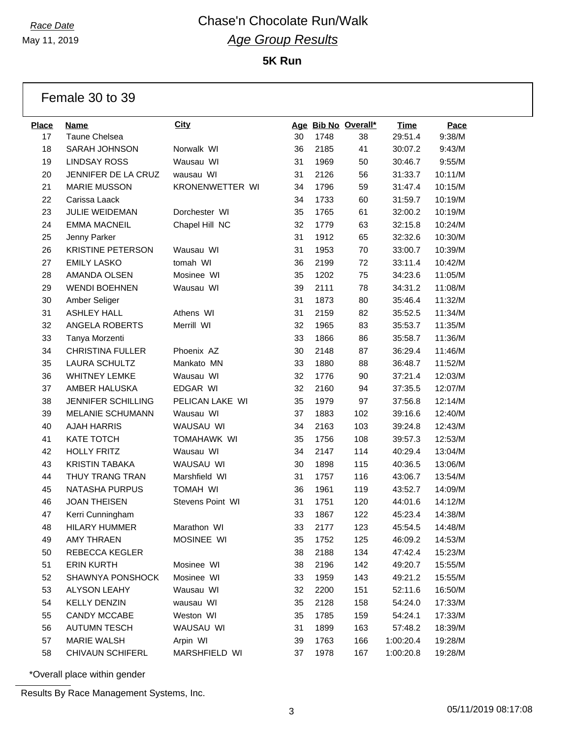*Race Date*
May 11, 2019

# Chase'n Chocolate Run/Walk

## *Age Group Results*

### 5K Run

## Female 30 to 39

| Place | Name | City | Age | Bib No | Overall* | Time | Pace |
|---|---|---|---|---|---|---|---|
| 17 | Taune Chelsea | | 30 | 1748 | 38 | 29:51.4 | 9:38/M |
| 18 | SARAH JOHNSON | Norwalk WI | 36 | 2185 | 41 | 30:07.2 | 9:43/M |
| 19 | LINDSAY ROSS | Wausau WI | 31 | 1969 | 50 | 30:46.7 | 9:55/M |
| 20 | JENNIFER DE LA CRUZ | wausau WI | 31 | 2126 | 56 | 31:33.7 | 10:11/M |
| 21 | MARIE MUSSON | KRONENWETTER WI | 34 | 1796 | 59 | 31:47.4 | 10:15/M |
| 22 | Carissa Laack | | 34 | 1733 | 60 | 31:59.7 | 10:19/M |
| 23 | JULIE WEIDEMAN | Dorchester WI | 35 | 1765 | 61 | 32:00.2 | 10:19/M |
| 24 | EMMA MACNEIL | Chapel Hill NC | 32 | 1779 | 63 | 32:15.8 | 10:24/M |
| 25 | Jenny Parker | | 31 | 1912 | 65 | 32:32.6 | 10:30/M |
| 26 | KRISTINE PETERSON | Wausau WI | 31 | 1953 | 70 | 33:00.7 | 10:39/M |
| 27 | EMILY LASKO | tomah WI | 36 | 2199 | 72 | 33:11.4 | 10:42/M |
| 28 | AMANDA OLSEN | Mosinee WI | 35 | 1202 | 75 | 34:23.6 | 11:05/M |
| 29 | WENDI BOEHNEN | Wausau WI | 39 | 2111 | 78 | 34:31.2 | 11:08/M |
| 30 | Amber Seliger | | 31 | 1873 | 80 | 35:46.4 | 11:32/M |
| 31 | ASHLEY HALL | Athens WI | 31 | 2159 | 82 | 35:52.5 | 11:34/M |
| 32 | ANGELA ROBERTS | Merrill WI | 32 | 1965 | 83 | 35:53.7 | 11:35/M |
| 33 | Tanya Morzenti | | 33 | 1866 | 86 | 35:58.7 | 11:36/M |
| 34 | CHRISTINA FULLER | Phoenix AZ | 30 | 2148 | 87 | 36:29.4 | 11:46/M |
| 35 | LAURA SCHULTZ | Mankato MN | 33 | 1880 | 88 | 36:48.7 | 11:52/M |
| 36 | WHITNEY LEMKE | Wausau WI | 32 | 1776 | 90 | 37:21.4 | 12:03/M |
| 37 | AMBER HALUSKA | EDGAR WI | 32 | 2160 | 94 | 37:35.5 | 12:07/M |
| 38 | JENNIFER SCHILLING | PELICAN LAKE WI | 35 | 1979 | 97 | 37:56.8 | 12:14/M |
| 39 | MELANIE SCHUMANN | Wausau WI | 37 | 1883 | 102 | 39:16.6 | 12:40/M |
| 40 | AJAH HARRIS | WAUSAU WI | 34 | 2163 | 103 | 39:24.8 | 12:43/M |
| 41 | KATE TOTCH | TOMAHAWK WI | 35 | 1756 | 108 | 39:57.3 | 12:53/M |
| 42 | HOLLY FRITZ | Wausau WI | 34 | 2147 | 114 | 40:29.4 | 13:04/M |
| 43 | KRISTIN TABAKA | WAUSAU WI | 30 | 1898 | 115 | 40:36.5 | 13:06/M |
| 44 | THUY TRANG TRAN | Marshfield WI | 31 | 1757 | 116 | 43:06.7 | 13:54/M |
| 45 | NATASHA PURPUS | TOMAH WI | 36 | 1961 | 119 | 43:52.7 | 14:09/M |
| 46 | JOAN THEISEN | Stevens Point WI | 31 | 1751 | 120 | 44:01.6 | 14:12/M |
| 47 | Kerri Cunningham | | 33 | 1867 | 122 | 45:23.4 | 14:38/M |
| 48 | HILARY HUMMER | Marathon WI | 33 | 2177 | 123 | 45:54.5 | 14:48/M |
| 49 | AMY THRAEN | MOSINEE WI | 35 | 1752 | 125 | 46:09.2 | 14:53/M |
| 50 | REBECCA KEGLER | | 38 | 2188 | 134 | 47:42.4 | 15:23/M |
| 51 | ERIN KURTH | Mosinee WI | 38 | 2196 | 142 | 49:20.7 | 15:55/M |
| 52 | SHAWNYA PONSHOCK | Mosinee WI | 33 | 1959 | 143 | 49:21.2 | 15:55/M |
| 53 | ALYSON LEAHY | Wausau WI | 32 | 2200 | 151 | 52:11.6 | 16:50/M |
| 54 | KELLY DENZIN | wausau WI | 35 | 2128 | 158 | 54:24.0 | 17:33/M |
| 55 | CANDY MCCABE | Weston WI | 35 | 1785 | 159 | 54:24.1 | 17:33/M |
| 56 | AUTUMN TESCH | WAUSAU WI | 31 | 1899 | 163 | 57:48.2 | 18:39/M |
| 57 | MARIE WALSH | Arpin WI | 39 | 1763 | 166 | 1:00:20.4 | 19:28/M |
| 58 | CHIVAUN SCHIFERL | MARSHFIELD WI | 37 | 1978 | 167 | 1:00:20.8 | 19:28/M |

*Overall place within gender

Results By Race Management Systems, Inc.

05/11/2019 08:17:08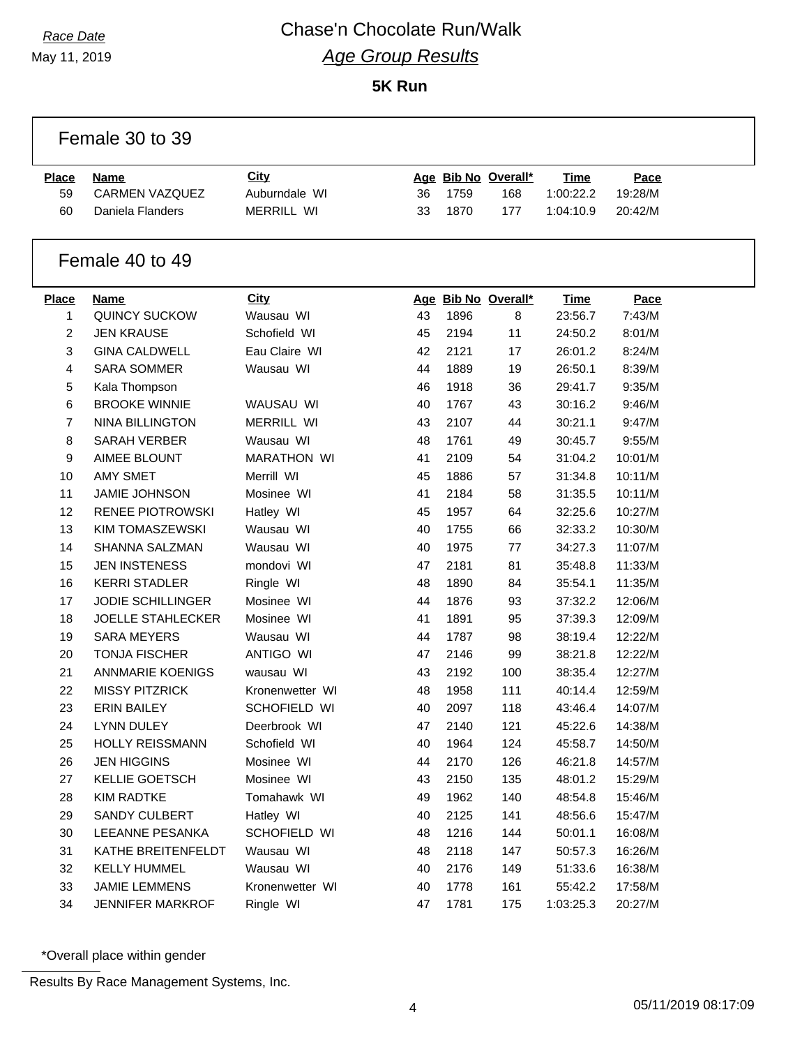Race Date
May 11, 2019

# Chase'n Chocolate Run/Walk

## *Age Group Results*

### 5K Run

## Female 30 to 39

| Place | Name | City | Age | Bib No | Overall* | Time | Pace |
|---|---|---|---|---|---|---|---|
| 59 | CARMEN VAZQUEZ | Auburndale WI | 36 | 1759 | 168 | 1:00:22.2 | 19:28/M |
| 60 | Daniela Flanders | MERRILL WI | 33 | 1870 | 177 | 1:04:10.9 | 20:42/M |

## Female 40 to 49

| Place | Name | City | Age | Bib No | Overall* | Time | Pace |
|---|---|---|---|---|---|---|---|
| 1 | QUINCY SUCKOW | Wausau WI | 43 | 1896 | 8 | 23:56.7 | 7:43/M |
| 2 | JEN KRAUSE | Schofield WI | 45 | 2194 | 11 | 24:50.2 | 8:01/M |
| 3 | GINA CALDWELL | Eau Claire WI | 42 | 2121 | 17 | 26:01.2 | 8:24/M |
| 4 | SARA SOMMER | Wausau WI | 44 | 1889 | 19 | 26:50.1 | 8:39/M |
| 5 | Kala Thompson | | 46 | 1918 | 36 | 29:41.7 | 9:35/M |
| 6 | BROOKE WINNIE | WAUSAU WI | 40 | 1767 | 43 | 30:16.2 | 9:46/M |
| 7 | NINA BILLINGTON | MERRILL WI | 43 | 2107 | 44 | 30:21.1 | 9:47/M |
| 8 | SARAH VERBER | Wausau WI | 48 | 1761 | 49 | 30:45.7 | 9:55/M |
| 9 | AIMEE BLOUNT | MARATHON WI | 41 | 2109 | 54 | 31:04.2 | 10:01/M |
| 10 | AMY SMET | Merrill WI | 45 | 1886 | 57 | 31:34.8 | 10:11/M |
| 11 | JAMIE JOHNSON | Mosinee WI | 41 | 2184 | 58 | 31:35.5 | 10:11/M |
| 12 | RENEE PIOTROWSKI | Hatley WI | 45 | 1957 | 64 | 32:25.6 | 10:27/M |
| 13 | KIM TOMASZEWSKI | Wausau WI | 40 | 1755 | 66 | 32:33.2 | 10:30/M |
| 14 | SHANNA SALZMAN | Wausau WI | 40 | 1975 | 77 | 34:27.3 | 11:07/M |
| 15 | JEN INSTENESS | mondovi WI | 47 | 2181 | 81 | 35:48.8 | 11:33/M |
| 16 | KERRI STADLER | Ringle WI | 48 | 1890 | 84 | 35:54.1 | 11:35/M |
| 17 | JODIE SCHILLINGER | Mosinee WI | 44 | 1876 | 93 | 37:32.2 | 12:06/M |
| 18 | JOELLE STAHLECKER | Mosinee WI | 41 | 1891 | 95 | 37:39.3 | 12:09/M |
| 19 | SARA MEYERS | Wausau WI | 44 | 1787 | 98 | 38:19.4 | 12:22/M |
| 20 | TONJA FISCHER | ANTIGO WI | 47 | 2146 | 99 | 38:21.8 | 12:22/M |
| 21 | ANNMARIE KOENIGS | wausau WI | 43 | 2192 | 100 | 38:35.4 | 12:27/M |
| 22 | MISSY PITZRICK | Kronenwetter WI | 48 | 1958 | 111 | 40:14.4 | 12:59/M |
| 23 | ERIN BAILEY | SCHOFIELD WI | 40 | 2097 | 118 | 43:46.4 | 14:07/M |
| 24 | LYNN DULEY | Deerbrook WI | 47 | 2140 | 121 | 45:22.6 | 14:38/M |
| 25 | HOLLY REISSMANN | Schofield WI | 40 | 1964 | 124 | 45:58.7 | 14:50/M |
| 26 | JEN HIGGINS | Mosinee WI | 44 | 2170 | 126 | 46:21.8 | 14:57/M |
| 27 | KELLIE GOETSCH | Mosinee WI | 43 | 2150 | 135 | 48:01.2 | 15:29/M |
| 28 | KIM RADTKE | Tomahawk WI | 49 | 1962 | 140 | 48:54.8 | 15:46/M |
| 29 | SANDY CULBERT | Hatley WI | 40 | 2125 | 141 | 48:56.6 | 15:47/M |
| 30 | LEEANNE PESANKA | SCHOFIELD WI | 48 | 1216 | 144 | 50:01.1 | 16:08/M |
| 31 | KATHE BREITENFELDT | Wausau WI | 48 | 2118 | 147 | 50:57.3 | 16:26/M |
| 32 | KELLY HUMMEL | Wausau WI | 40 | 2176 | 149 | 51:33.6 | 16:38/M |
| 33 | JAMIE LEMMENS | Kronenwetter WI | 40 | 1778 | 161 | 55:42.2 | 17:58/M |
| 34 | JENNIFER MARKROF | Ringle WI | 47 | 1781 | 175 | 1:03:25.3 | 20:27/M |

*Overall place within gender

Results By Race Management Systems, Inc.

05/11/2019 08:17:09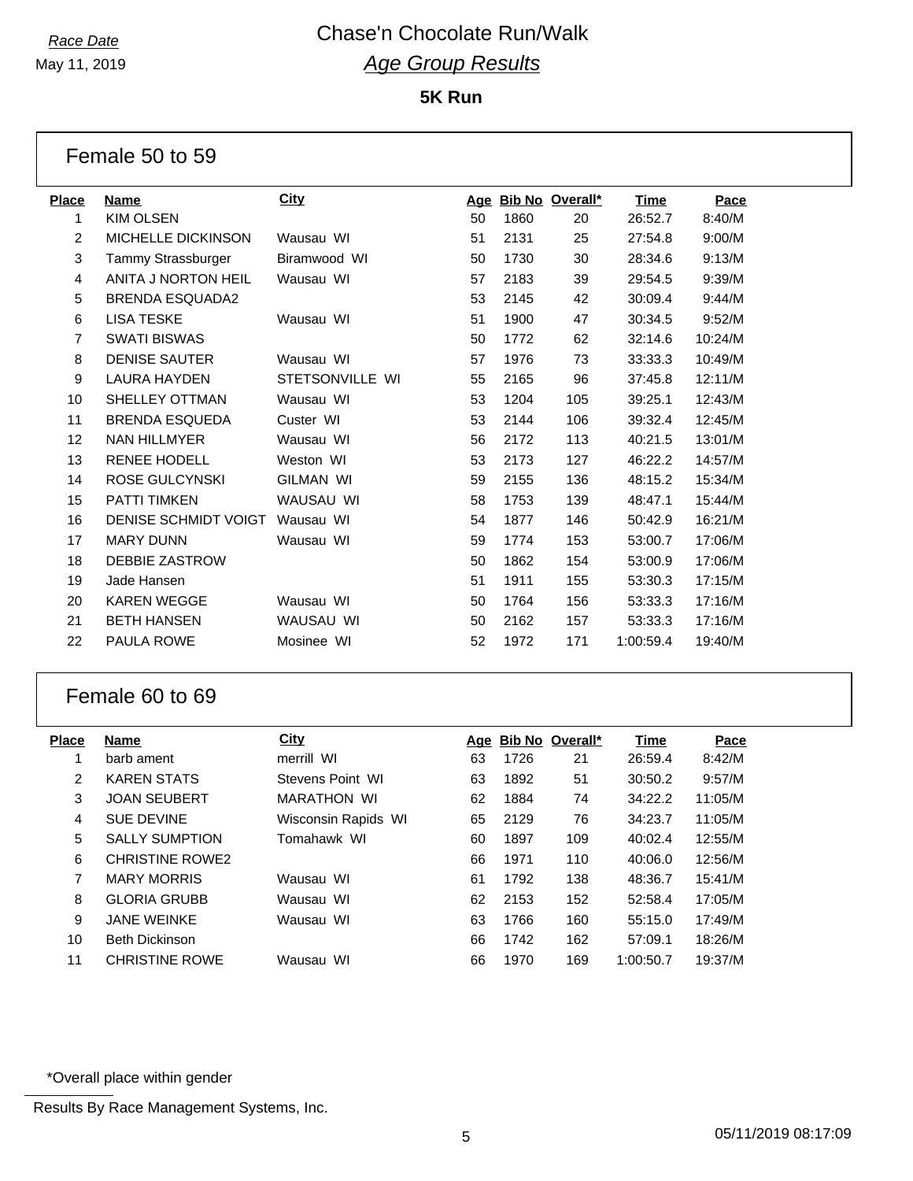*Race Date*

May 11, 2019

# Chase'n Chocolate Run/Walk

## *Age Group Results*

### 5K Run

## Female 50 to 59

| Place | Name | City | Age | Bib No | Overall* | Time | Pace |
|---|---|---|---|---|---|---|---|
| 1 | KIM OLSEN | | 50 | 1860 | 20 | 26:52.7 | 8:40/M |
| 2 | MICHELLE DICKINSON | Wausau WI | 51 | 2131 | 25 | 27:54.8 | 9:00/M |
| 3 | Tammy Strassburger | Biramwood WI | 50 | 1730 | 30 | 28:34.6 | 9:13/M |
| 4 | ANITA J NORTON HEIL | Wausau WI | 57 | 2183 | 39 | 29:54.5 | 9:39/M |
| 5 | BRENDA ESQUADA2 | | 53 | 2145 | 42 | 30:09.4 | 9:44/M |
| 6 | LISA TESKE | Wausau WI | 51 | 1900 | 47 | 30:34.5 | 9:52/M |
| 7 | SWATI BISWAS | | 50 | 1772 | 62 | 32:14.6 | 10:24/M |
| 8 | DENISE SAUTER | Wausau WI | 57 | 1976 | 73 | 33:33.3 | 10:49/M |
| 9 | LAURA HAYDEN | STETSONVILLE WI | 55 | 2165 | 96 | 37:45.8 | 12:11/M |
| 10 | SHELLEY OTTMAN | Wausau WI | 53 | 1204 | 105 | 39:25.1 | 12:43/M |
| 11 | BRENDA ESQUEDA | Custer WI | 53 | 2144 | 106 | 39:32.4 | 12:45/M |
| 12 | NAN HILLMYER | Wausau WI | 56 | 2172 | 113 | 40:21.5 | 13:01/M |
| 13 | RENEE HODELL | Weston WI | 53 | 2173 | 127 | 46:22.2 | 14:57/M |
| 14 | ROSE GULCYNSKI | GILMAN WI | 59 | 2155 | 136 | 48:15.2 | 15:34/M |
| 15 | PATTI TIMKEN | WAUSAU WI | 58 | 1753 | 139 | 48:47.1 | 15:44/M |
| 16 | DENISE SCHMIDT VOIGT | Wausau WI | 54 | 1877 | 146 | 50:42.9 | 16:21/M |
| 17 | MARY DUNN | Wausau WI | 59 | 1774 | 153 | 53:00.7 | 17:06/M |
| 18 | DEBBIE ZASTROW | | 50 | 1862 | 154 | 53:00.9 | 17:06/M |
| 19 | Jade Hansen | | 51 | 1911 | 155 | 53:30.3 | 17:15/M |
| 20 | KAREN WEGGE | Wausau WI | 50 | 1764 | 156 | 53:33.3 | 17:16/M |
| 21 | BETH HANSEN | WAUSAU WI | 50 | 2162 | 157 | 53:33.3 | 17:16/M |
| 22 | PAULA ROWE | Mosinee WI | 52 | 1972 | 171 | 1:00:59.4 | 19:40/M |

## Female 60 to 69

| Place | Name | City | Age | Bib No | Overall* | Time | Pace |
|---|---|---|---|---|---|---|---|
| 1 | barb ament | merrill WI | 63 | 1726 | 21 | 26:59.4 | 8:42/M |
| 2 | KAREN STATS | Stevens Point WI | 63 | 1892 | 51 | 30:50.2 | 9:57/M |
| 3 | JOAN SEUBERT | MARATHON WI | 62 | 1884 | 74 | 34:22.2 | 11:05/M |
| 4 | SUE DEVINE | Wisconsin Rapids WI | 65 | 2129 | 76 | 34:23.7 | 11:05/M |
| 5 | SALLY SUMPTION | Tomahawk WI | 60 | 1897 | 109 | 40:02.4 | 12:55/M |
| 6 | CHRISTINE ROWE2 | | 66 | 1971 | 110 | 40:06.0 | 12:56/M |
| 7 | MARY MORRIS | Wausau WI | 61 | 1792 | 138 | 48:36.7 | 15:41/M |
| 8 | GLORIA GRUBB | Wausau WI | 62 | 2153 | 152 | 52:58.4 | 17:05/M |
| 9 | JANE WEINKE | Wausau WI | 63 | 1766 | 160 | 55:15.0 | 17:49/M |
| 10 | Beth Dickinson | | 66 | 1742 | 162 | 57:09.1 | 18:26/M |
| 11 | CHRISTINE ROWE | Wausau WI | 66 | 1970 | 169 | 1:00:50.7 | 19:37/M |

*Overall place within gender

Results By Race Management Systems, Inc.

05/11/2019 08:17:09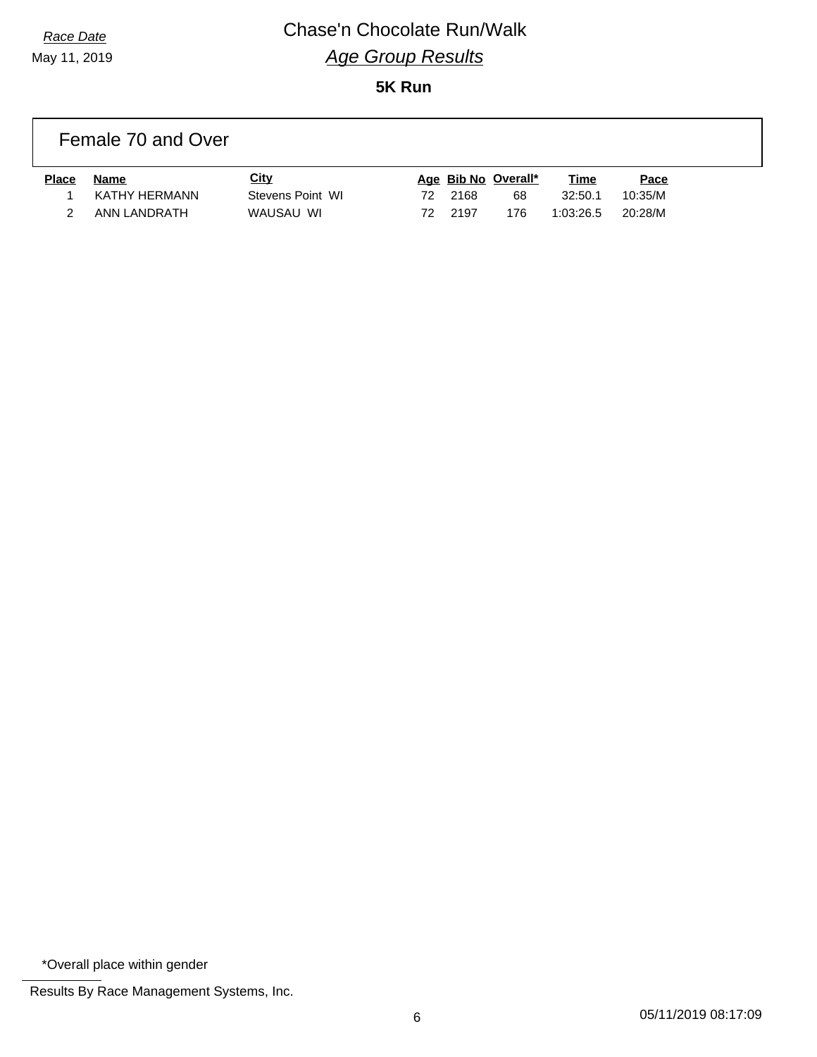*Race Date*
May 11, 2019

# Chase'n Chocolate Run/Walk

## *Age Group Results*

### 5K Run

## Female 70 and Over

| Place | Name | City | Age | Bib No | Overall* | Time | Pace |
|---|---|---|---|---|---|---|---|
| 1 | KATHY HERMANN | Stevens Point WI | 72 | 2168 | 68 | 32:50.1 | 10:35/M |
| 2 | ANN LANDRATH | WAUSAU WI | 72 | 2197 | 176 | 1:03:26.5 | 20:28/M |

*Overall place within gender

Results By Race Management Systems, Inc.

05/11/2019 08:17:09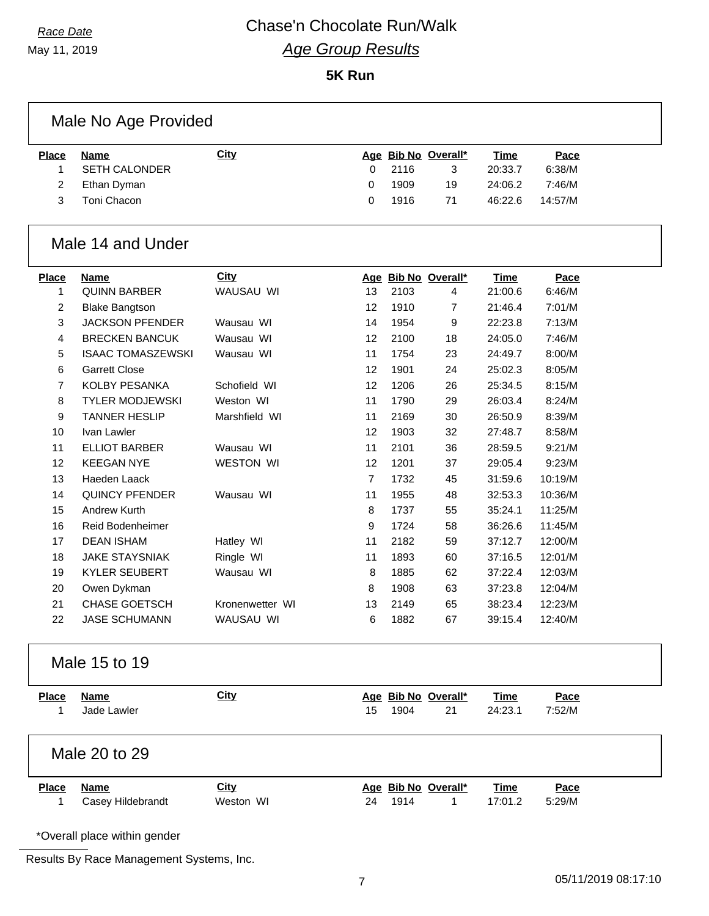*Race Date*

May 11, 2019

# Chase'n Chocolate Run/Walk

## *Age Group Results*

**5K Run**

### Male No Age Provided

| Place | Name | City | Age | Bib No | Overall* | Time | Pace |
|---|---|---|---|---|---|---|---|
| 1 | SETH CALONDER | | 0 | 2116 | 3 | 20:33.7 | 6:38/M |
| 2 | Ethan Dyman | | 0 | 1909 | 19 | 24:06.2 | 7:46/M |
| 3 | Toni Chacon | | 0 | 1916 | 71 | 46:22.6 | 14:57/M |

### Male 14 and Under

| Place | Name | City | Age | Bib No | Overall* | Time | Pace |
|---|---|---|---|---|---|---|---|
| 1 | QUINN BARBER | WAUSAU WI | 13 | 2103 | 4 | 21:00.6 | 6:46/M |
| 2 | Blake Bangtson | | 12 | 1910 | 7 | 21:46.4 | 7:01/M |
| 3 | JACKSON PFENDER | Wausau WI | 14 | 1954 | 9 | 22:23.8 | 7:13/M |
| 4 | BRECKEN BANCUK | Wausau WI | 12 | 2100 | 18 | 24:05.0 | 7:46/M |
| 5 | ISAAC TOMASZEWSKI | Wausau WI | 11 | 1754 | 23 | 24:49.7 | 8:00/M |
| 6 | Garrett Close | | 12 | 1901 | 24 | 25:02.3 | 8:05/M |
| 7 | KOLBY PESANKA | Schofield WI | 12 | 1206 | 26 | 25:34.5 | 8:15/M |
| 8 | TYLER MODJEWSKI | Weston WI | 11 | 1790 | 29 | 26:03.4 | 8:24/M |
| 9 | TANNER HESLIP | Marshfield WI | 11 | 2169 | 30 | 26:50.9 | 8:39/M |
| 10 | Ivan Lawler | | 12 | 1903 | 32 | 27:48.7 | 8:58/M |
| 11 | ELLIOT BARBER | Wausau WI | 11 | 2101 | 36 | 28:59.5 | 9:21/M |
| 12 | KEEGAN NYE | WESTON WI | 12 | 1201 | 37 | 29:05.4 | 9:23/M |
| 13 | Haeden Laack | | 7 | 1732 | 45 | 31:59.6 | 10:19/M |
| 14 | QUINCY PFENDER | Wausau WI | 11 | 1955 | 48 | 32:53.3 | 10:36/M |
| 15 | Andrew Kurth | | 8 | 1737 | 55 | 35:24.1 | 11:25/M |
| 16 | Reid Bodenheimer | | 9 | 1724 | 58 | 36:26.6 | 11:45/M |
| 17 | DEAN ISHAM | Hatley WI | 11 | 2182 | 59 | 37:12.7 | 12:00/M |
| 18 | JAKE STAYSNIAK | Ringle WI | 11 | 1893 | 60 | 37:16.5 | 12:01/M |
| 19 | KYLER SEUBERT | Wausau WI | 8 | 1885 | 62 | 37:22.4 | 12:03/M |
| 20 | Owen Dykman | | 8 | 1908 | 63 | 37:23.8 | 12:04/M |
| 21 | CHASE GOETSCH | Kronenwetter WI | 13 | 2149 | 65 | 38:23.4 | 12:23/M |
| 22 | JASE SCHUMANN | WAUSAU WI | 6 | 1882 | 67 | 39:15.4 | 12:40/M |

### Male 15 to 19

| Place | Name | City | Age | Bib No | Overall* | Time | Pace |
|---|---|---|---|---|---|---|---|
| 1 | Jade Lawler | | 15 | 1904 | 21 | 24:23.1 | 7:52/M |

### Male 20 to 29

| Place | Name | City | Age | Bib No | Overall* | Time | Pace |
|---|---|---|---|---|---|---|---|
| 1 | Casey Hildebrandt | Weston WI | 24 | 1914 | 1 | 17:01.2 | 5:29/M |

*Overall place within gender

Results By Race Management Systems, Inc.

05/11/2019 08:17:10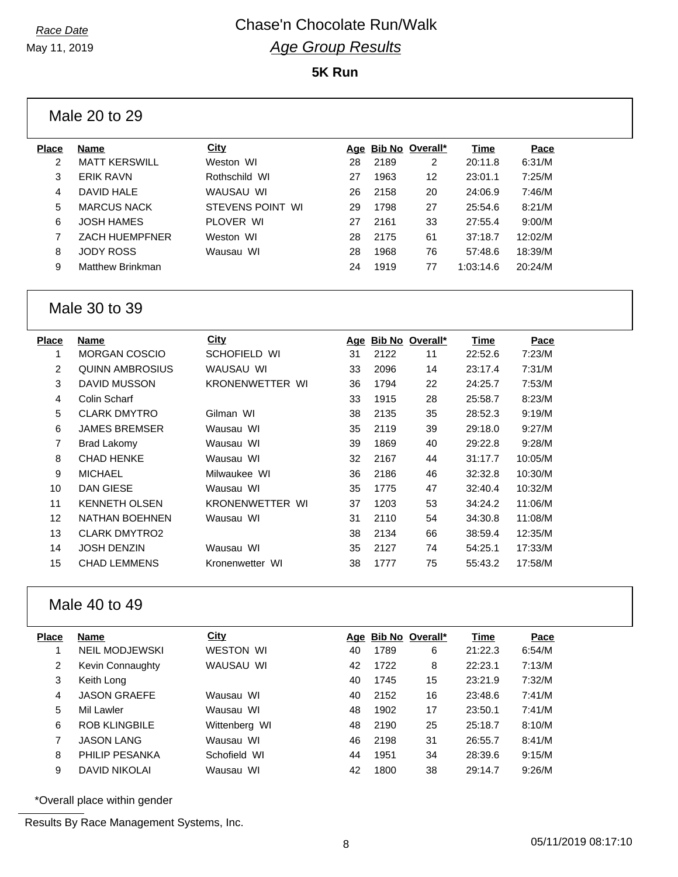*Race Date*

May 11, 2019

# Chase'n Chocolate Run/Walk

## *Age Group Results*

**5K Run**

### Male 20 to 29

| Place | Name | City | Age | Bib No | Overall* | Time | Pace |
|---|---|---|---|---|---|---|---|
| 2 | MATT KERSWILL | Weston WI | 28 | 2189 | 2 | 20:11.8 | 6:31/M |
| 3 | ERIK RAVN | Rothschild WI | 27 | 1963 | 12 | 23:01.1 | 7:25/M |
| 4 | DAVID HALE | WAUSAU WI | 26 | 2158 | 20 | 24:06.9 | 7:46/M |
| 5 | MARCUS NACK | STEVENS POINT WI | 29 | 1798 | 27 | 25:54.6 | 8:21/M |
| 6 | JOSH HAMES | PLOVER WI | 27 | 2161 | 33 | 27:55.4 | 9:00/M |
| 7 | ZACH HUEMPFNER | Weston WI | 28 | 2175 | 61 | 37:18.7 | 12:02/M |
| 8 | JODY ROSS | Wausau WI | 28 | 1968 | 76 | 57:48.6 | 18:39/M |
| 9 | Matthew Brinkman | | 24 | 1919 | 77 | 1:03:14.6 | 20:24/M |

### Male 30 to 39

| Place | Name | City | Age | Bib No | Overall* | Time | Pace |
|---|---|---|---|---|---|---|---|
| 1 | MORGAN COSCIO | SCHOFIELD WI | 31 | 2122 | 11 | 22:52.6 | 7:23/M |
| 2 | QUINN AMBROSIUS | WAUSAU WI | 33 | 2096 | 14 | 23:17.4 | 7:31/M |
| 3 | DAVID MUSSON | KRONENWETTER WI | 36 | 1794 | 22 | 24:25.7 | 7:53/M |
| 4 | Colin Scharf | | 33 | 1915 | 28 | 25:58.7 | 8:23/M |
| 5 | CLARK DMYTRO | Gilman WI | 38 | 2135 | 35 | 28:52.3 | 9:19/M |
| 6 | JAMES BREMSER | Wausau WI | 35 | 2119 | 39 | 29:18.0 | 9:27/M |
| 7 | Brad Lakomy | Wausau WI | 39 | 1869 | 40 | 29:22.8 | 9:28/M |
| 8 | CHAD HENKE | Wausau WI | 32 | 2167 | 44 | 31:17.7 | 10:05/M |
| 9 | MICHAEL | Milwaukee WI | 36 | 2186 | 46 | 32:32.8 | 10:30/M |
| 10 | DAN GIESE | Wausau WI | 35 | 1775 | 47 | 32:40.4 | 10:32/M |
| 11 | KENNETH OLSEN | KRONENWETTER WI | 37 | 1203 | 53 | 34:24.2 | 11:06/M |
| 12 | NATHAN BOEHNEN | Wausau WI | 31 | 2110 | 54 | 34:30.8 | 11:08/M |
| 13 | CLARK DMYTRO2 | | 38 | 2134 | 66 | 38:59.4 | 12:35/M |
| 14 | JOSH DENZIN | Wausau WI | 35 | 2127 | 74 | 54:25.1 | 17:33/M |
| 15 | CHAD LEMMENS | Kronenwetter WI | 38 | 1777 | 75 | 55:43.2 | 17:58/M |

### Male 40 to 49

| Place | Name | City | Age | Bib No | Overall* | Time | Pace |
|---|---|---|---|---|---|---|---|
| 1 | NEIL MODJEWSKI | WESTON WI | 40 | 1789 | 6 | 21:22.3 | 6:54/M |
| 2 | Kevin Connaughty | WAUSAU WI | 42 | 1722 | 8 | 22:23.1 | 7:13/M |
| 3 | Keith Long | | 40 | 1745 | 15 | 23:21.9 | 7:32/M |
| 4 | JASON GRAEFE | Wausau WI | 40 | 2152 | 16 | 23:48.6 | 7:41/M |
| 5 | Mil Lawler | Wausau WI | 48 | 1902 | 17 | 23:50.1 | 7:41/M |
| 6 | ROB KLINGBILE | Wittenberg WI | 48 | 2190 | 25 | 25:18.7 | 8:10/M |
| 7 | JASON LANG | Wausau WI | 46 | 2198 | 31 | 26:55.7 | 8:41/M |
| 8 | PHILIP PESANKA | Schofield WI | 44 | 1951 | 34 | 28:39.6 | 9:15/M |
| 9 | DAVID NIKOLAI | Wausau WI | 42 | 1800 | 38 | 29:14.7 | 9:26/M |

*Overall place within gender

Results By Race Management Systems, Inc.

05/11/2019 08:17:10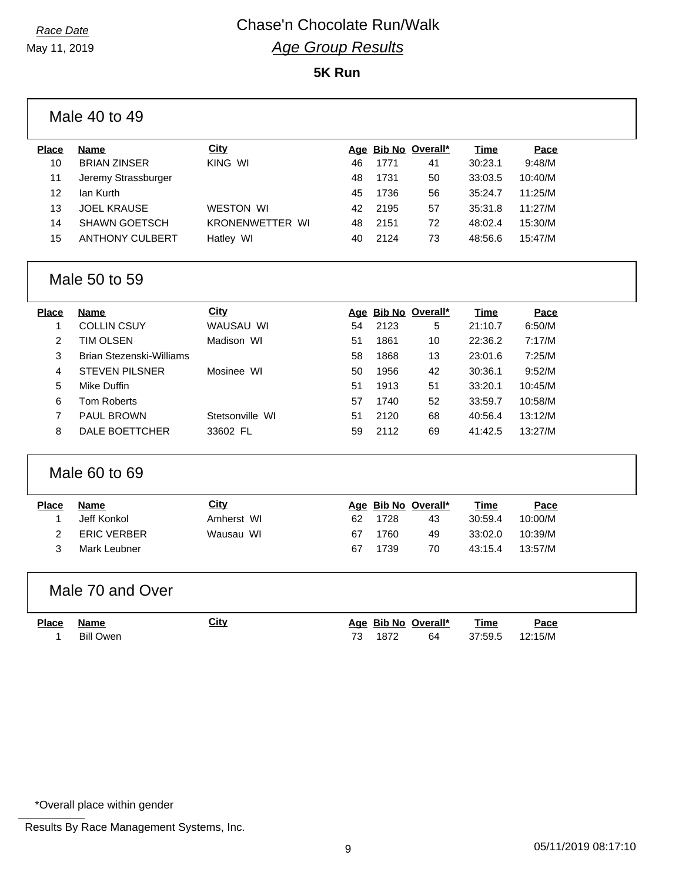*Race Date*

May 11, 2019

# Chase'n Chocolate Run/Walk

## *Age Group Results*

**5K Run**

### Male 40 to 49

| Place | Name | City | Age | Bib No | Overall* | Time | Pace |
|---|---|---|---|---|---|---|---|
| 10 | BRIAN ZINSER | KING WI | 46 | 1771 | 41 | 30:23.1 | 9:48/M |
| 11 | Jeremy Strassburger | | 48 | 1731 | 50 | 33:03.5 | 10:40/M |
| 12 | Ian Kurth | | 45 | 1736 | 56 | 35:24.7 | 11:25/M |
| 13 | JOEL KRAUSE | WESTON WI | 42 | 2195 | 57 | 35:31.8 | 11:27/M |
| 14 | SHAWN GOETSCH | KRONENWETTER WI | 48 | 2151 | 72 | 48:02.4 | 15:30/M |
| 15 | ANTHONY CULBERT | Hatley WI | 40 | 2124 | 73 | 48:56.6 | 15:47/M |

### Male 50 to 59

| Place | Name | City | Age | Bib No | Overall* | Time | Pace |
|---|---|---|---|---|---|---|---|
| 1 | COLLIN CSUY | WAUSAU WI | 54 | 2123 | 5 | 21:10.7 | 6:50/M |
| 2 | TIM OLSEN | Madison WI | 51 | 1861 | 10 | 22:36.2 | 7:17/M |
| 3 | Brian Stezenski-Williams | | 58 | 1868 | 13 | 23:01.6 | 7:25/M |
| 4 | STEVEN PILSNER | Mosinee WI | 50 | 1956 | 42 | 30:36.1 | 9:52/M |
| 5 | Mike Duffin | | 51 | 1913 | 51 | 33:20.1 | 10:45/M |
| 6 | Tom Roberts | | 57 | 1740 | 52 | 33:59.7 | 10:58/M |
| 7 | PAUL BROWN | Stetsonville WI | 51 | 2120 | 68 | 40:56.4 | 13:12/M |
| 8 | DALE BOETTCHER | 33602 FL | 59 | 2112 | 69 | 41:42.5 | 13:27/M |

### Male 60 to 69

| Place | Name | City | Age | Bib No | Overall* | Time | Pace |
|---|---|---|---|---|---|---|---|
| 1 | Jeff Konkol | Amherst WI | 62 | 1728 | 43 | 30:59.4 | 10:00/M |
| 2 | ERIC VERBER | Wausau WI | 67 | 1760 | 49 | 33:02.0 | 10:39/M |
| 3 | Mark Leubner | | 67 | 1739 | 70 | 43:15.4 | 13:57/M |

### Male 70 and Over

| Place | Name | City | Age | Bib No | Overall* | Time | Pace |
|---|---|---|---|---|---|---|---|
| 1 | Bill Owen | | 73 | 1872 | 64 | 37:59.5 | 12:15/M |

*Overall place within gender

Results By Race Management Systems, Inc.

05/11/2019 08:17:10